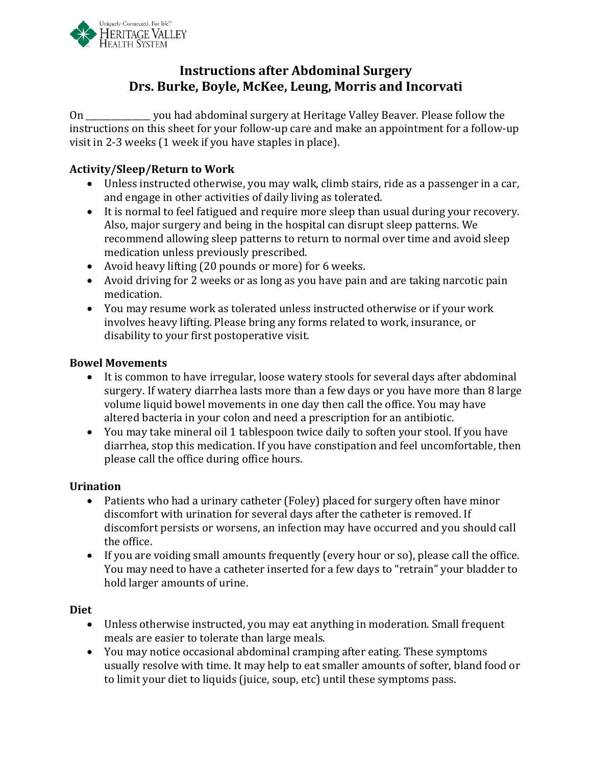Uniquely Connected. For life.℠
HERITAGE VALLEY
HEALTH SYSTEM

# Instructions after Abdominal Surgery
# Drs. Burke, Boyle, McKee, Leung, Morris and Incorvati

On _____________ you had abdominal surgery at Heritage Valley Beaver. Please follow the instructions on this sheet for your follow-up care and make an appointment for a follow-up visit in 2-3 weeks (1 week if you have staples in place).

**Activity/Sleep/Return to Work**

- Unless instructed otherwise, you may walk, climb stairs, ride as a passenger in a car, and engage in other activities of daily living as tolerated.
- It is normal to feel fatigued and require more sleep than usual during your recovery. Also, major surgery and being in the hospital can disrupt sleep patterns. We recommend allowing sleep patterns to return to normal over time and avoid sleep medication unless previously prescribed.
- Avoid heavy lifting (20 pounds or more) for 6 weeks.
- Avoid driving for 2 weeks or as long as you have pain and are taking narcotic pain medication.
- You may resume work as tolerated unless instructed otherwise or if your work involves heavy lifting. Please bring any forms related to work, insurance, or disability to your first postoperative visit.

**Bowel Movements**

- It is common to have irregular, loose watery stools for several days after abdominal surgery. If watery diarrhea lasts more than a few days or you have more than 8 large volume liquid bowel movements in one day then call the office. You may have altered bacteria in your colon and need a prescription for an antibiotic.
- You may take mineral oil 1 tablespoon twice daily to soften your stool. If you have diarrhea, stop this medication. If you have constipation and feel uncomfortable, then please call the office during office hours.

**Urination**

- Patients who had a urinary catheter (Foley) placed for surgery often have minor discomfort with urination for several days after the catheter is removed. If discomfort persists or worsens, an infection may have occurred and you should call the office.
- If you are voiding small amounts frequently (every hour or so), please call the office. You may need to have a catheter inserted for a few days to "retrain" your bladder to hold larger amounts of urine.

**Diet**

- Unless otherwise instructed, you may eat anything in moderation. Small frequent meals are easier to tolerate than large meals.
- You may notice occasional abdominal cramping after eating. These symptoms usually resolve with time. It may help to eat smaller amounts of softer, bland food or to limit your diet to liquids (juice, soup, etc) until these symptoms pass.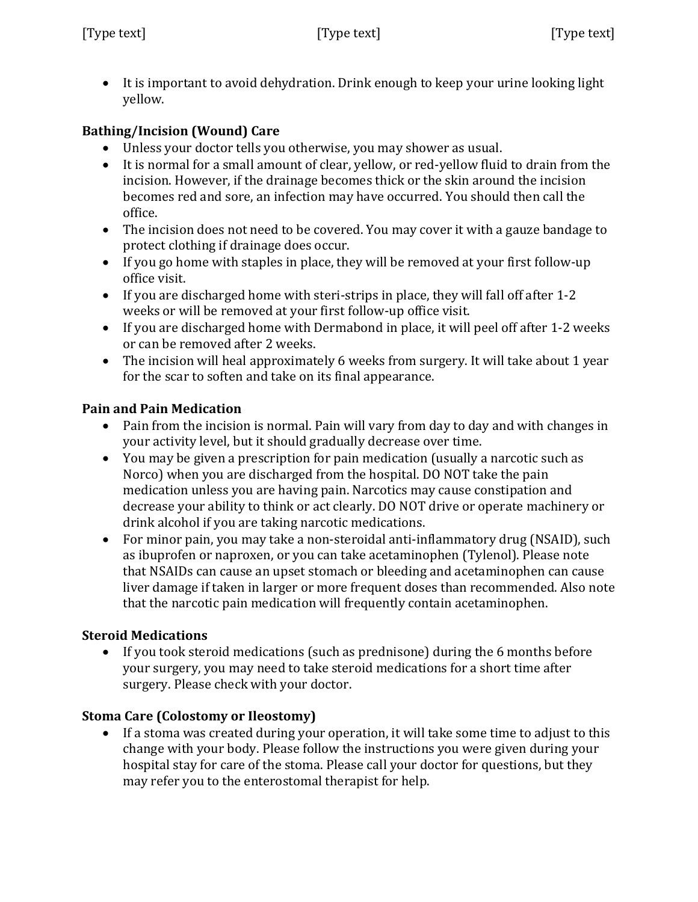- It is important to avoid dehydration. Drink enough to keep your urine looking light yellow.

**Bathing/Incision (Wound) Care**

- Unless your doctor tells you otherwise, you may shower as usual.
- It is normal for a small amount of clear, yellow, or red-yellow fluid to drain from the incision. However, if the drainage becomes thick or the skin around the incision becomes red and sore, an infection may have occurred. You should then call the office.
- The incision does not need to be covered. You may cover it with a gauze bandage to protect clothing if drainage does occur.
- If you go home with staples in place, they will be removed at your first follow-up office visit.
- If you are discharged home with steri-strips in place, they will fall off after 1-2 weeks or will be removed at your first follow-up office visit.
- If you are discharged home with Dermabond in place, it will peel off after 1-2 weeks or can be removed after 2 weeks.
- The incision will heal approximately 6 weeks from surgery. It will take about 1 year for the scar to soften and take on its final appearance.

**Pain and Pain Medication**

- Pain from the incision is normal. Pain will vary from day to day and with changes in your activity level, but it should gradually decrease over time.
- You may be given a prescription for pain medication (usually a narcotic such as Norco) when you are discharged from the hospital. DO NOT take the pain medication unless you are having pain. Narcotics may cause constipation and decrease your ability to think or act clearly. DO NOT drive or operate machinery or drink alcohol if you are taking narcotic medications.
- For minor pain, you may take a non-steroidal anti-inflammatory drug (NSAID), such as ibuprofen or naproxen, or you can take acetaminophen (Tylenol). Please note that NSAIDs can cause an upset stomach or bleeding and acetaminophen can cause liver damage if taken in larger or more frequent doses than recommended. Also note that the narcotic pain medication will frequently contain acetaminophen.

**Steroid Medications**

- If you took steroid medications (such as prednisone) during the 6 months before your surgery, you may need to take steroid medications for a short time after surgery. Please check with your doctor.

**Stoma Care (Colostomy or Ileostomy)**

- If a stoma was created during your operation, it will take some time to adjust to this change with your body. Please follow the instructions you were given during your hospital stay for care of the stoma. Please call your doctor for questions, but they may refer you to the enterostomal therapist for help.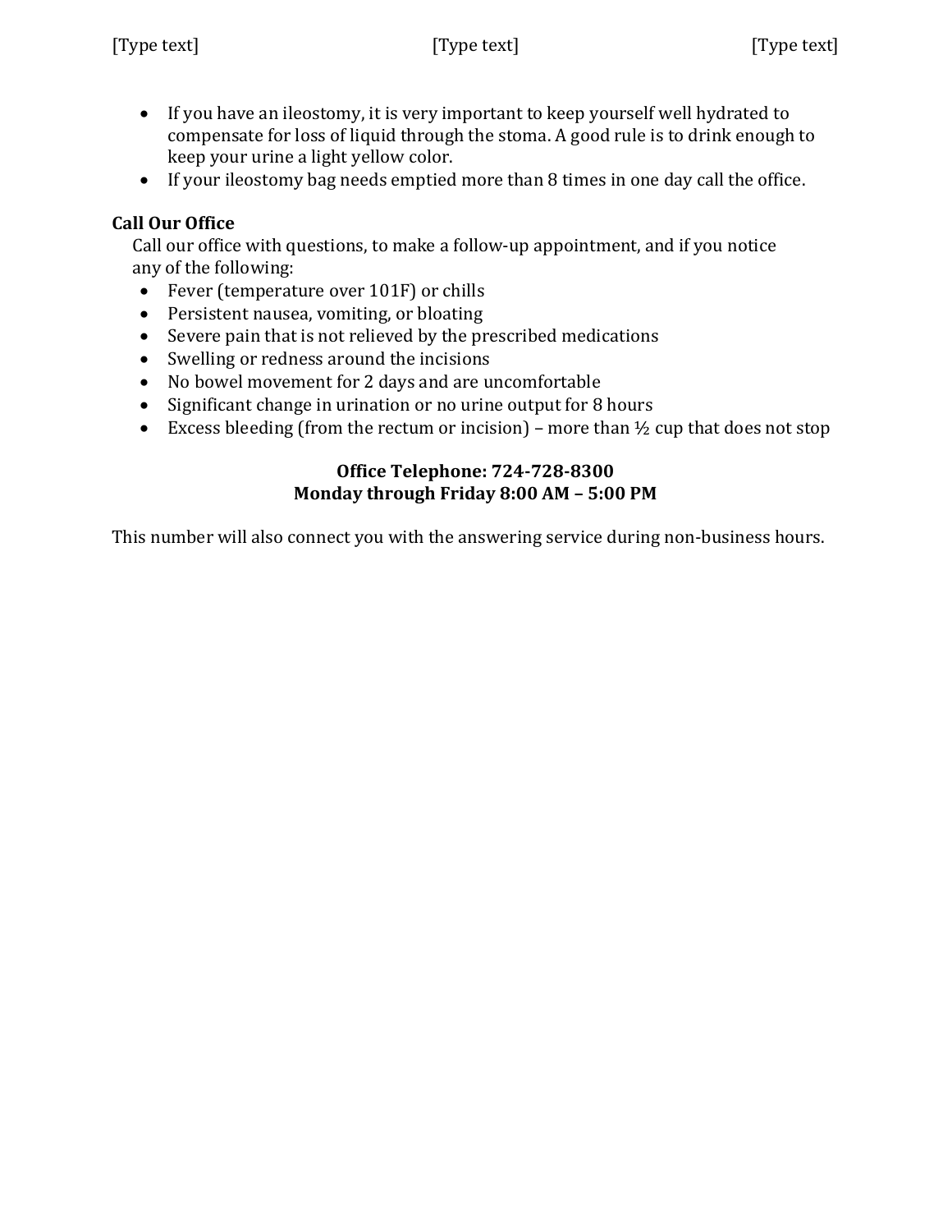- If you have an ileostomy, it is very important to keep yourself well hydrated to compensate for loss of liquid through the stoma. A good rule is to drink enough to keep your urine a light yellow color.
- If your ileostomy bag needs emptied more than 8 times in one day call the office.

**Call Our Office**

Call our office with questions, to make a follow-up appointment, and if you notice any of the following:

- Fever (temperature over 101F) or chills
- Persistent nausea, vomiting, or bloating
- Severe pain that is not relieved by the prescribed medications
- Swelling or redness around the incisions
- No bowel movement for 2 days and are uncomfortable
- Significant change in urination or no urine output for 8 hours
- Excess bleeding (from the rectum or incision) – more than ½ cup that does not stop

**Office Telephone: 724-728-8300**
**Monday through Friday 8:00 AM – 5:00 PM**

This number will also connect you with the answering service during non-business hours.